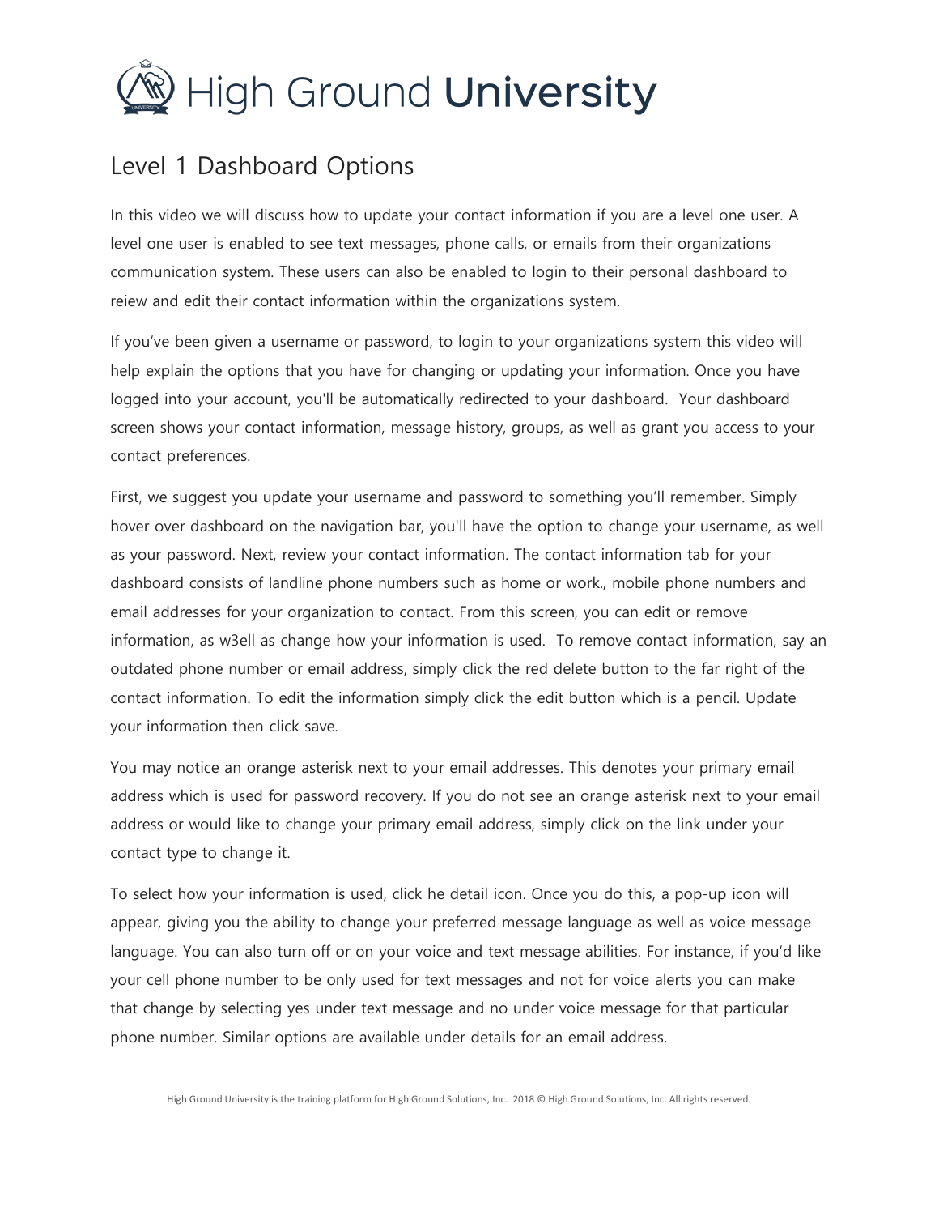# High Ground University

## Level 1 Dashboard Options

In this video we will discuss how to update your contact information if you are a level one user. A level one user is enabled to see text messages, phone calls, or emails from their organizations communication system. These users can also be enabled to login to their personal dashboard to reiew and edit their contact information within the organizations system.

If you've been given a username or password, to login to your organizations system this video will help explain the options that you have for changing or updating your information. Once you have logged into your account, you'll be automatically redirected to your dashboard. Your dashboard screen shows your contact information, message history, groups, as well as grant you access to your contact preferences.

First, we suggest you update your username and password to something you'll remember. Simply hover over dashboard on the navigation bar, you'll have the option to change your username, as well as your password. Next, review your contact information. The contact information tab for your dashboard consists of landline phone numbers such as home or work., mobile phone numbers and email addresses for your organization to contact. From this screen, you can edit or remove information, as w3ell as change how your information is used. To remove contact information, say an outdated phone number or email address, simply click the red delete button to the far right of the contact information. To edit the information simply click the edit button which is a pencil. Update your information then click save.

You may notice an orange asterisk next to your email addresses. This denotes your primary email address which is used for password recovery. If you do not see an orange asterisk next to your email address or would like to change your primary email address, simply click on the link under your contact type to change it.

To select how your information is used, click he detail icon. Once you do this, a pop-up icon will appear, giving you the ability to change your preferred message language as well as voice message language. You can also turn off or on your voice and text message abilities. For instance, if you'd like your cell phone number to be only used for text messages and not for voice alerts you can make that change by selecting yes under text message and no under voice message for that particular phone number. Similar options are available under details for an email address.

High Ground University is the training platform for High Ground Solutions, Inc. 2018 © High Ground Solutions, Inc. All rights reserved.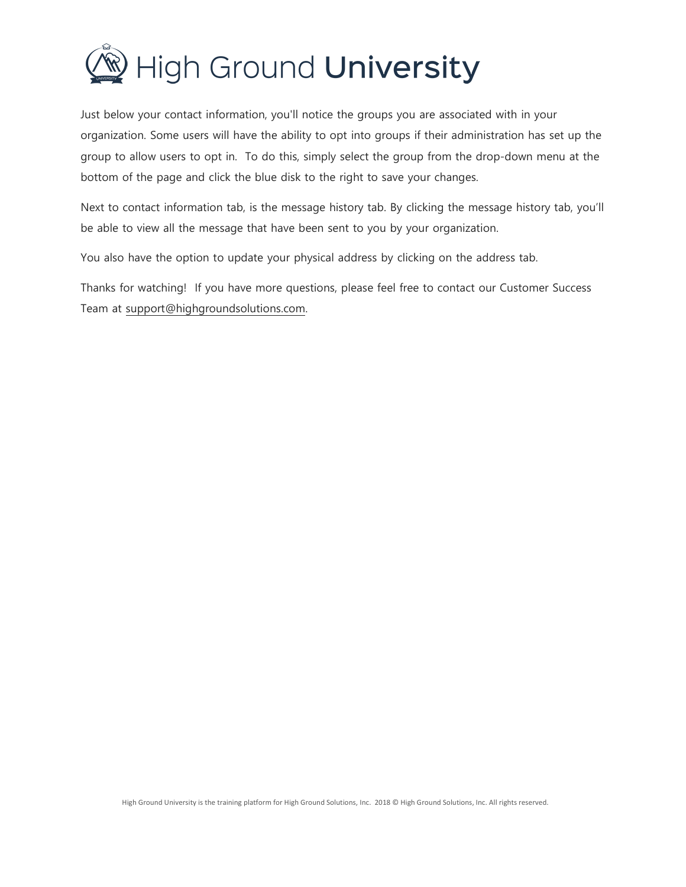Just below your contact information, you'll notice the groups you are associated with in your organization. Some users will have the ability to opt into groups if their administration has set up the group to allow users to opt in. To do this, simply select the group from the drop-down menu at the bottom of the page and click the blue disk to the right to save your changes.

Next to contact information tab, is the message history tab. By clicking the message history tab, you'll be able to view all the message that have been sent to you by your organization.

You also have the option to update your physical address by clicking on the address tab.

Thanks for watching! If you have more questions, please feel free to contact our Customer Success Team at support@highgroundsolutions.com.